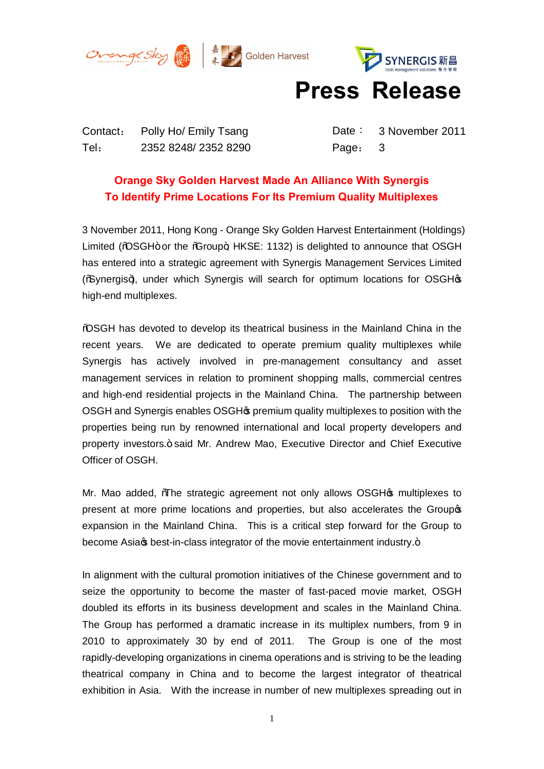# Press Release

Contact： Polly Ho/ Emily Tsang

Tel： 2352 8248/ 2352 8290

Date： 3 November 2011

Page： 3

**Orange Sky Golden Harvest Made An Alliance With Synergis To Identify Prime Locations For Its Premium Quality Multiplexes**

3 November 2011, Hong Kong - Orange Sky Golden Harvest Entertainment (Holdings) Limited ("OSGH" or the "Group"; HKSE: 1132) is delighted to announce that OSGH has entered into a strategic agreement with Synergis Management Services Limited ("Synergis"), under which Synergis will search for optimum locations for OSGH's high-end multiplexes.

"OSGH has devoted to develop its theatrical business in the Mainland China in the recent years. We are dedicated to operate premium quality multiplexes while Synergis has actively involved in pre-management consultancy and asset management services in relation to prominent shopping malls, commercial centres and high-end residential projects in the Mainland China. The partnership between OSGH and Synergis enables OSGH's premium quality multiplexes to position with the properties being run by renowned international and local property developers and property investors." said Mr. Andrew Mao, Executive Director and Chief Executive Officer of OSGH.

Mr. Mao added, "The strategic agreement not only allows OSGH's multiplexes to present at more prime locations and properties, but also accelerates the Group's expansion in the Mainland China. This is a critical step forward for the Group to become Asia's best-in-class integrator of the movie entertainment industry."

In alignment with the cultural promotion initiatives of the Chinese government and to seize the opportunity to become the master of fast-paced movie market, OSGH doubled its efforts in its business development and scales in the Mainland China. The Group has performed a dramatic increase in its multiplex numbers, from 9 in 2010 to approximately 30 by end of 2011. The Group is one of the most rapidly-developing organizations in cinema operations and is striving to be the leading theatrical company in China and to become the largest integrator of theatrical exhibition in Asia. With the increase in number of new multiplexes spreading out in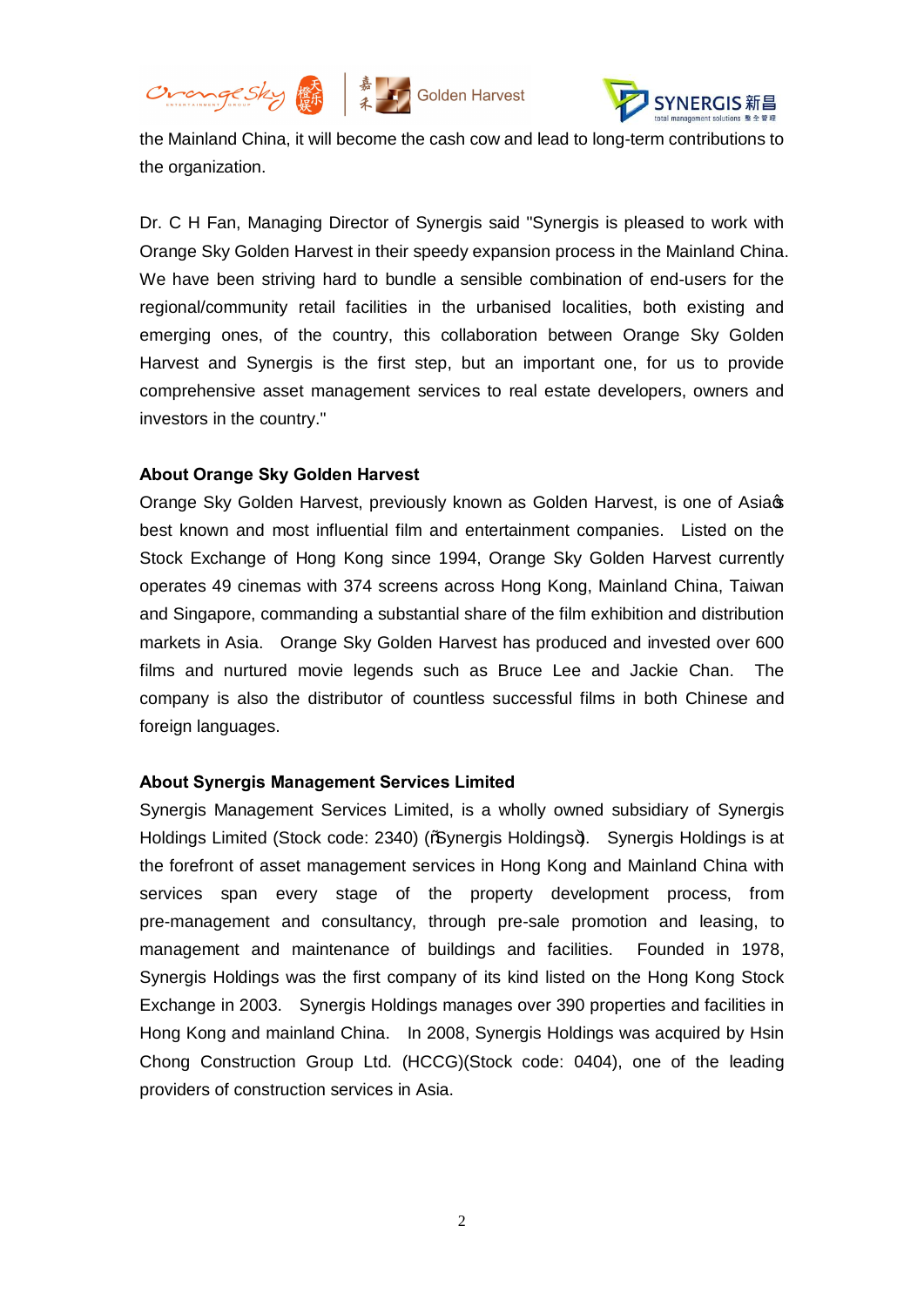the Mainland China, it will become the cash cow and lead to long-term contributions to the organization.

Dr. C H Fan, Managing Director of Synergis said "Synergis is pleased to work with Orange Sky Golden Harvest in their speedy expansion process in the Mainland China. We have been striving hard to bundle a sensible combination of end-users for the regional/community retail facilities in the urbanised localities, both existing and emerging ones, of the country, this collaboration between Orange Sky Golden Harvest and Synergis is the first step, but an important one, for us to provide comprehensive asset management services to real estate developers, owners and investors in the country."

**About Orange Sky Golden Harvest**

Orange Sky Golden Harvest, previously known as Golden Harvest, is one of Asia's best known and most influential film and entertainment companies. Listed on the Stock Exchange of Hong Kong since 1994, Orange Sky Golden Harvest currently operates 49 cinemas with 374 screens across Hong Kong, Mainland China, Taiwan and Singapore, commanding a substantial share of the film exhibition and distribution markets in Asia. Orange Sky Golden Harvest has produced and invested over 600 films and nurtured movie legends such as Bruce Lee and Jackie Chan. The company is also the distributor of countless successful films in both Chinese and foreign languages.

**About Synergis Management Services Limited**

Synergis Management Services Limited, is a wholly owned subsidiary of Synergis Holdings Limited (Stock code: 2340) ("Synergis Holdings"). Synergis Holdings is at the forefront of asset management services in Hong Kong and Mainland China with services span every stage of the property development process, from pre-management and consultancy, through pre-sale promotion and leasing, to management and maintenance of buildings and facilities. Founded in 1978, Synergis Holdings was the first company of its kind listed on the Hong Kong Stock Exchange in 2003. Synergis Holdings manages over 390 properties and facilities in Hong Kong and mainland China. In 2008, Synergis Holdings was acquired by Hsin Chong Construction Group Ltd. (HCCG)(Stock code: 0404), one of the leading providers of construction services in Asia.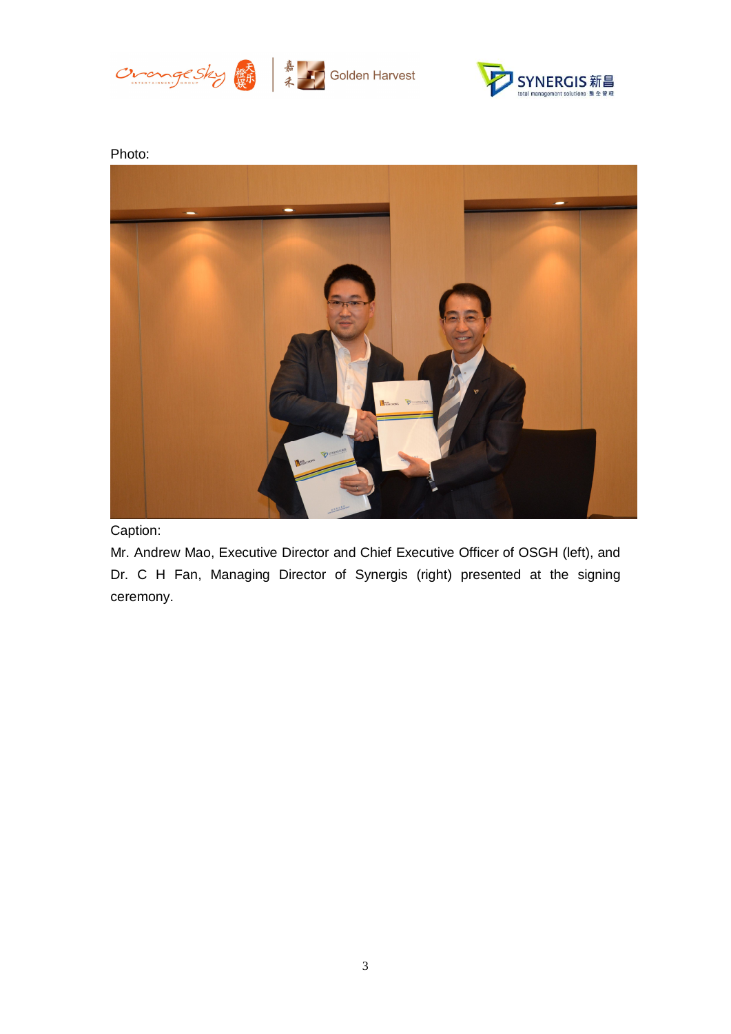Photo:

Caption:

Mr. Andrew Mao, Executive Director and Chief Executive Officer of OSGH (left), and Dr. C H Fan, Managing Director of Synergis (right) presented at the signing ceremony.